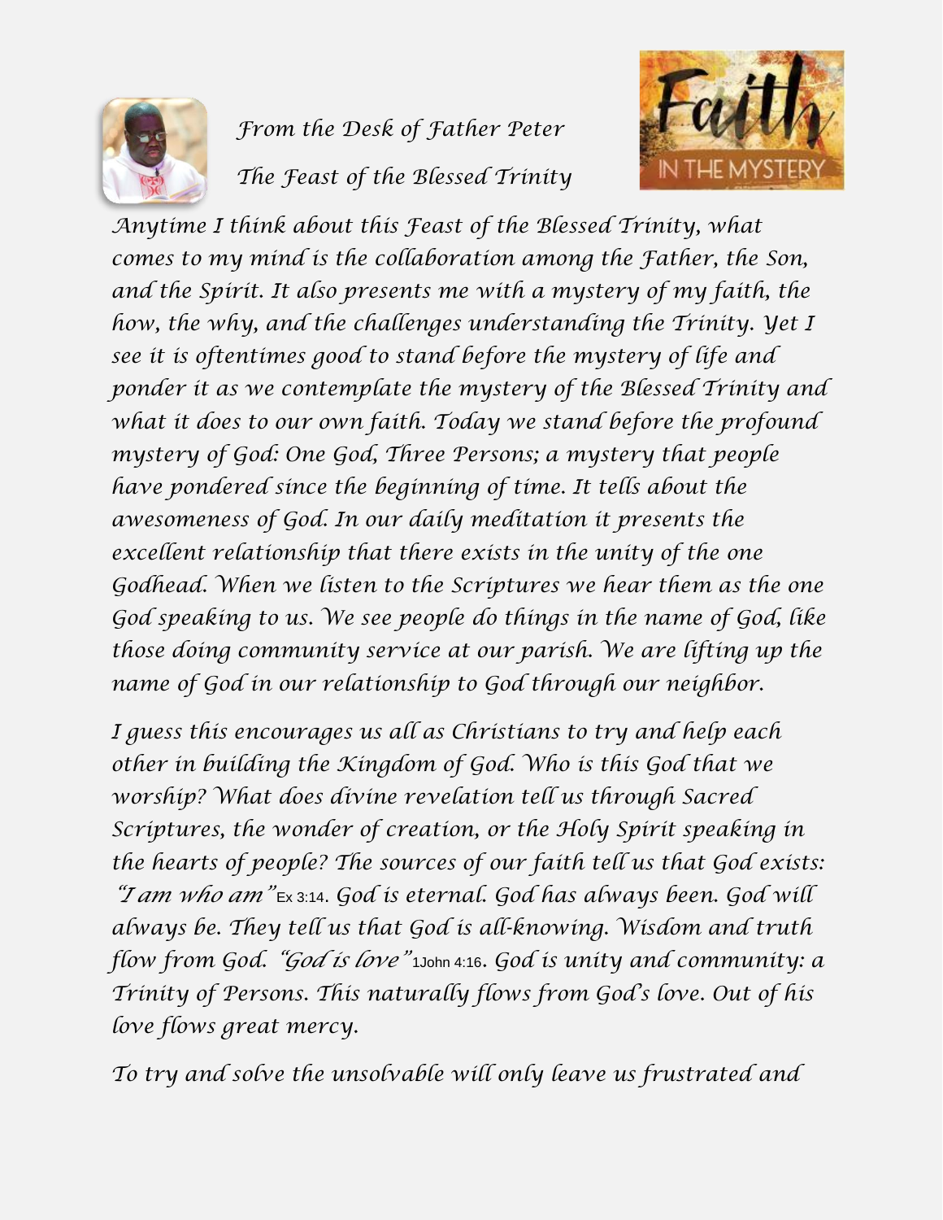*From the Desk of Father Peter*

*The Feast of the Blessed Trinity*

*Anytime I think about this Feast of the Blessed Trinity, what comes to my mind is the collaboration among the Father, the Son, and the Spirit. It also presents me with a mystery of my faith, the how, the why, and the challenges understanding the Trinity. Yet I see it is oftentimes good to stand before the mystery of life and ponder it as we contemplate the mystery of the Blessed Trinity and what it does to our own faith. Today we stand before the profound mystery of God: One God, Three Persons; a mystery that people have pondered since the beginning of time. It tells about the awesomeness of God. In our daily meditation it presents the excellent relationship that there exists in the unity of the one Godhead. When we listen to the Scriptures we hear them as the one God speaking to us. We see people do things in the name of God, like those doing community service at our parish. We are lifting up the name of God in our relationship to God through our neighbor.*

*I guess this encourages us all as Christians to try and help each other in building the Kingdom of God. Who is this God that we worship? What does divine revelation tell us through Sacred Scriptures, the wonder of creation, or the Holy Spirit speaking in the hearts of people? The sources of our faith tell us that God exists: "I am who am"* Ex 3:14. *God is eternal. God has always been. God will always be. They tell us that God is all-knowing. Wisdom and truth flow from God. "God is love"* 1John 4:16. *God is unity and community: a Trinity of Persons. This naturally flows from God's love. Out of his love flows great mercy.*

*To try and solve the unsolvable will only leave us frustrated and*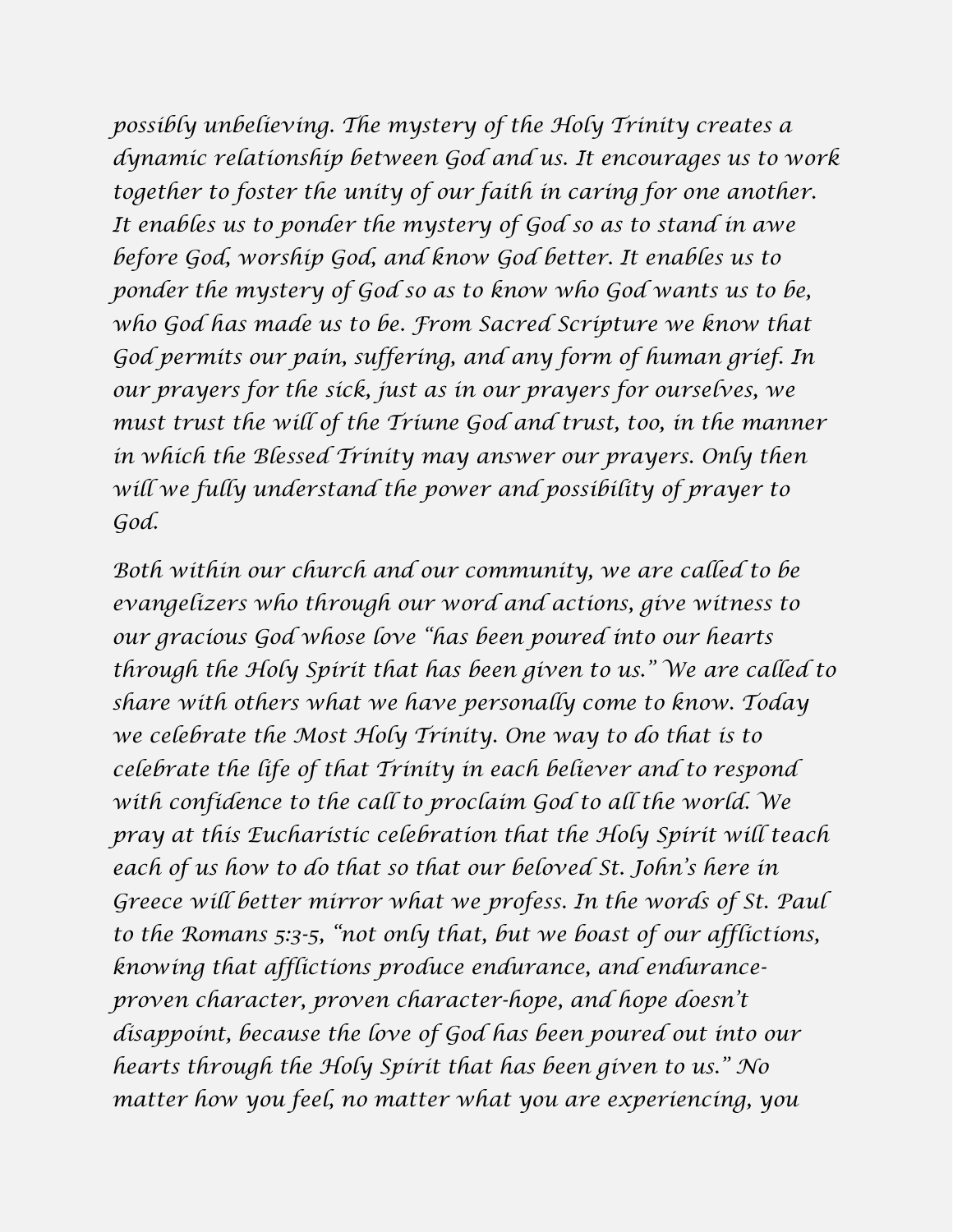*possibly unbelieving. The mystery of the Holy Trinity creates a dynamic relationship between God and us. It encourages us to work together to foster the unity of our faith in caring for one another. It enables us to ponder the mystery of God so as to stand in awe before God, worship God, and know God better. It enables us to ponder the mystery of God so as to know who God wants us to be, who God has made us to be. From Sacred Scripture we know that God permits our pain, suffering, and any form of human grief. In our prayers for the sick, just as in our prayers for ourselves, we must trust the will of the Triune God and trust, too, in the manner in which the Blessed Trinity may answer our prayers. Only then will we fully understand the power and possibility of prayer to God.*

*Both within our church and our community, we are called to be evangelizers who through our word and actions, give witness to our gracious God whose love "has been poured into our hearts through the Holy Spirit that has been given to us." We are called to share with others what we have personally come to know. Today we celebrate the Most Holy Trinity. One way to do that is to celebrate the life of that Trinity in each believer and to respond with confidence to the call to proclaim God to all the world. We pray at this Eucharistic celebration that the Holy Spirit will teach each of us how to do that so that our beloved St. John's here in Greece will better mirror what we profess. In the words of St. Paul to the Romans 5:3-5, "not only that, but we boast of our afflictions, knowing that afflictions produce endurance, and endurance-proven character, proven character-hope, and hope doesn't disappoint, because the love of God has been poured out into our hearts through the Holy Spirit that has been given to us." No matter how you feel, no matter what you are experiencing, you*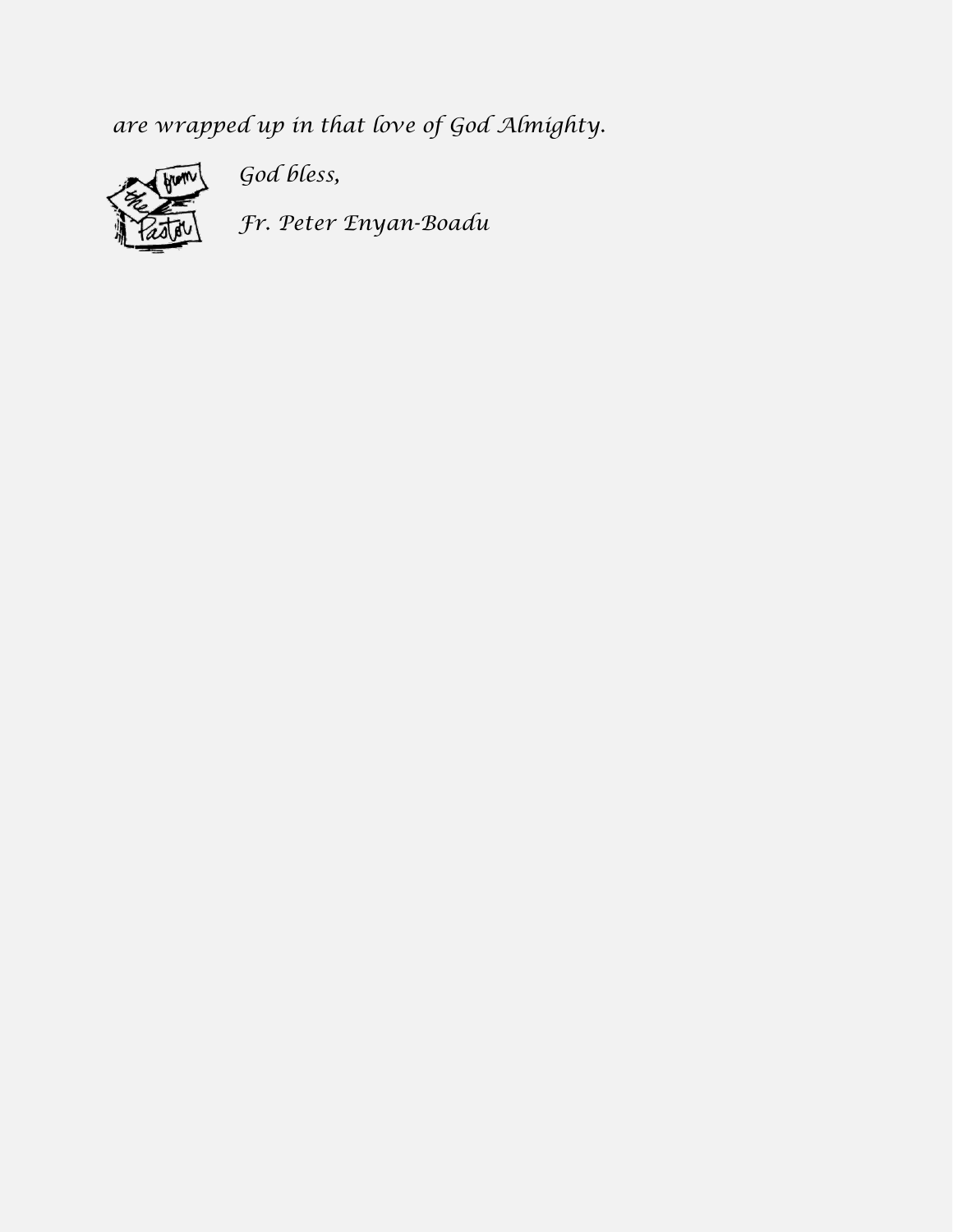*are wrapped up in that love of God Almighty.*

*God bless,*

*Fr. Peter Enyan-Boadu*